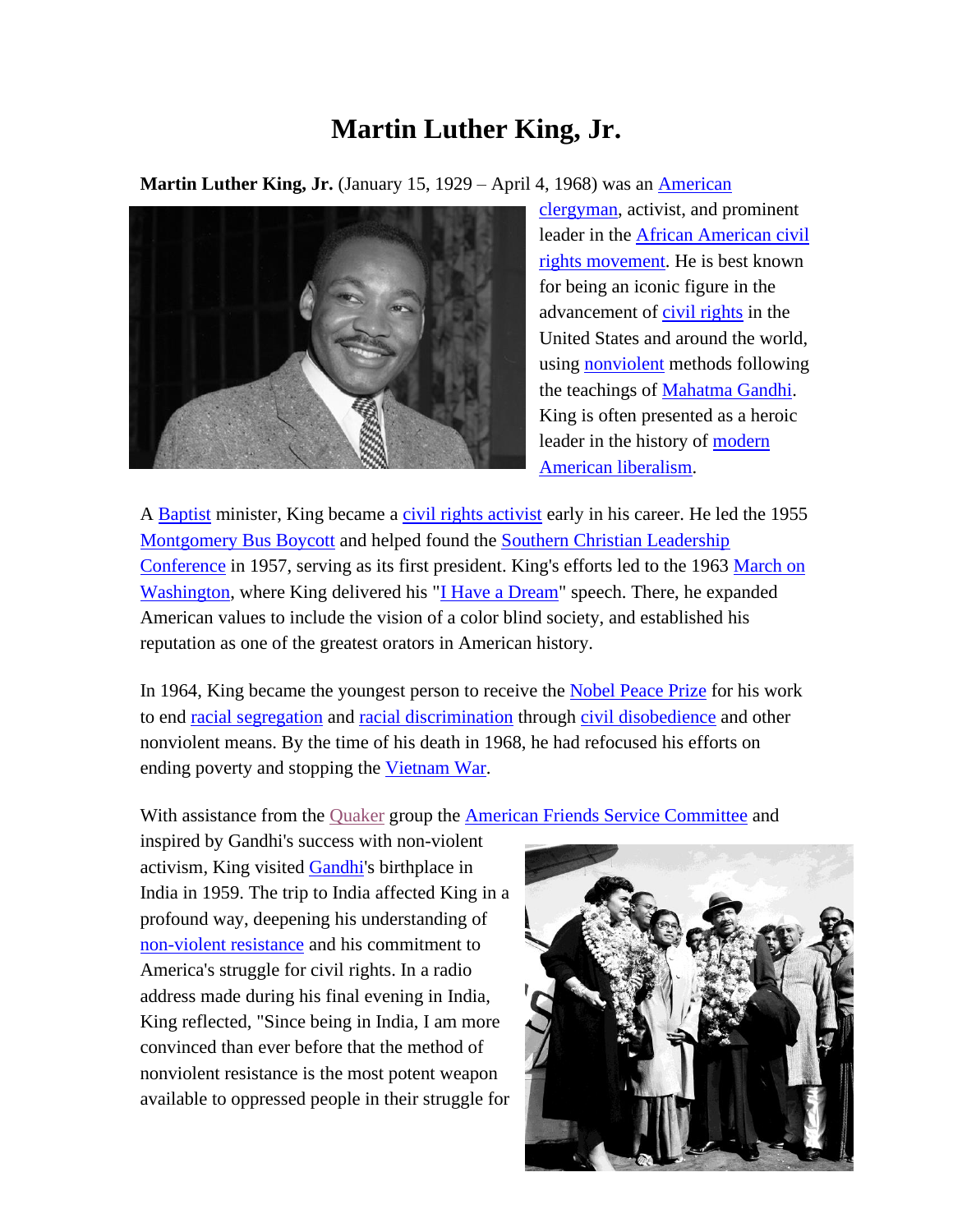# Martin Luther King, Jr.

**Martin Luther King, Jr.** (January 15, 1929 – April 4, 1968) was an American clergyman, activist, and prominent leader in the African American civil rights movement. He is best known for being an iconic figure in the advancement of civil rights in the United States and around the world, using nonviolent methods following the teachings of Mahatma Gandhi. King is often presented as a heroic leader in the history of modern American liberalism.

A Baptist minister, King became a civil rights activist early in his career. He led the 1955 Montgomery Bus Boycott and helped found the Southern Christian Leadership Conference in 1957, serving as its first president. King's efforts led to the 1963 March on Washington, where King delivered his "I Have a Dream" speech. There, he expanded American values to include the vision of a color blind society, and established his reputation as one of the greatest orators in American history.

In 1964, King became the youngest person to receive the Nobel Peace Prize for his work to end racial segregation and racial discrimination through civil disobedience and other nonviolent means. By the time of his death in 1968, he had refocused his efforts on ending poverty and stopping the Vietnam War.

With assistance from the Quaker group the American Friends Service Committee and inspired by Gandhi's success with non-violent activism, King visited Gandhi's birthplace in India in 1959. The trip to India affected King in a profound way, deepening his understanding of non-violent resistance and his commitment to America's struggle for civil rights. In a radio address made during his final evening in India, King reflected, "Since being in India, I am more convinced than ever before that the method of nonviolent resistance is the most potent weapon available to oppressed people in their struggle for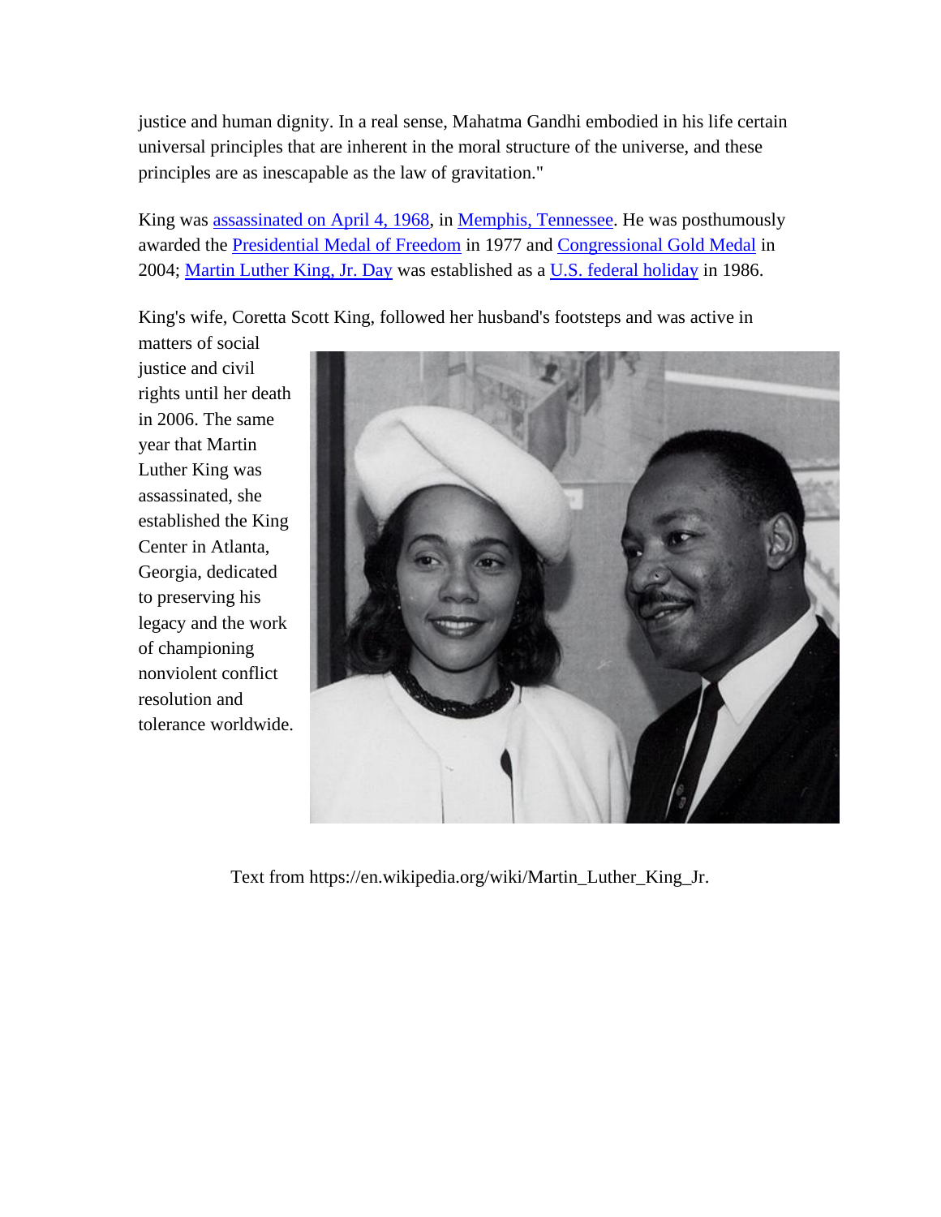justice and human dignity. In a real sense, Mahatma Gandhi embodied in his life certain universal principles that are inherent in the moral structure of the universe, and these principles are as inescapable as the law of gravitation."

King was assassinated on April 4, 1968, in Memphis, Tennessee. He was posthumously awarded the Presidential Medal of Freedom in 1977 and Congressional Gold Medal in 2004; Martin Luther King, Jr. Day was established as a U.S. federal holiday in 1986.

King's wife, Coretta Scott King, followed her husband's footsteps and was active in matters of social justice and civil rights until her death in 2006. The same year that Martin Luther King was assassinated, she established the King Center in Atlanta, Georgia, dedicated to preserving his legacy and the work of championing nonviolent conflict resolution and tolerance worldwide.

Text from https://en.wikipedia.org/wiki/Martin_Luther_King_Jr.